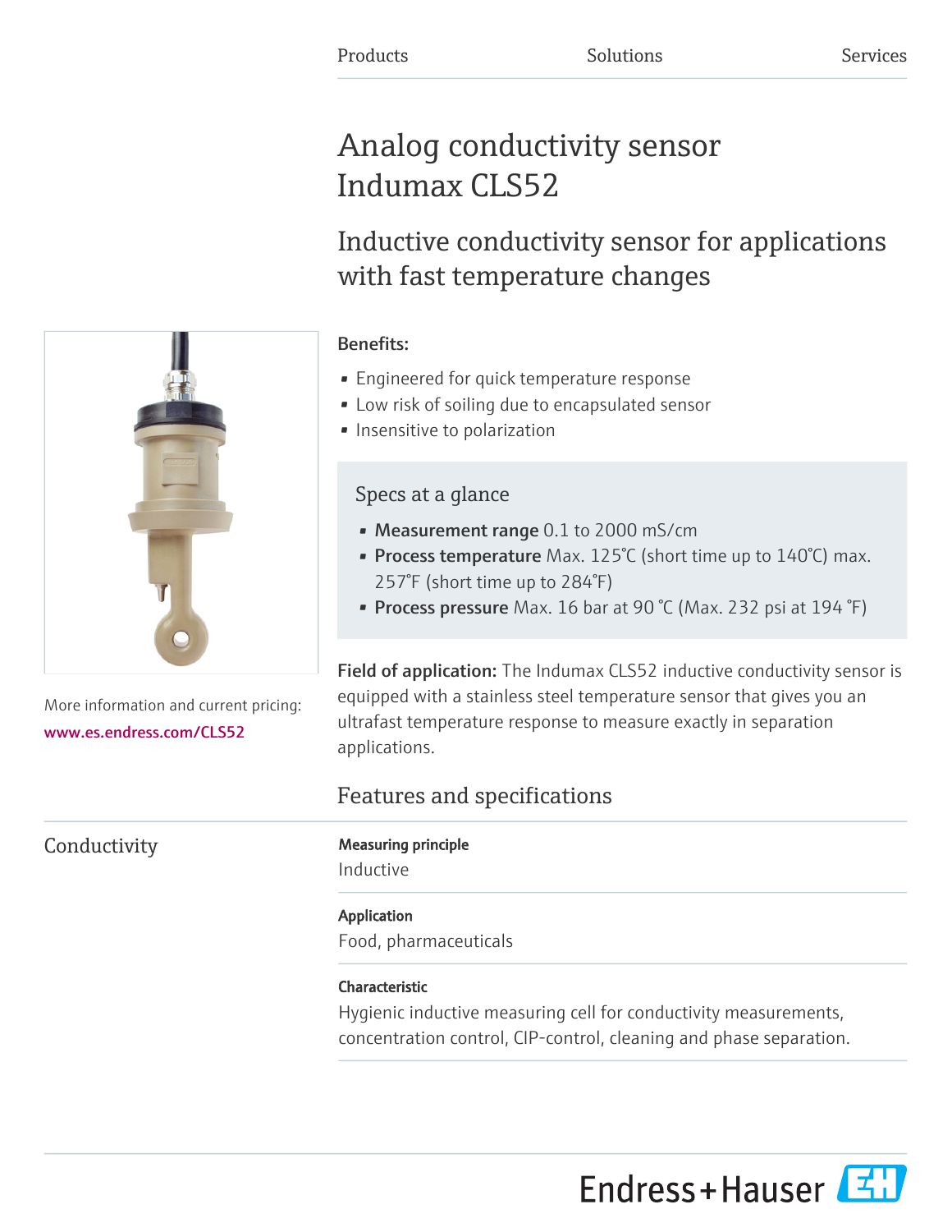Products Solutions Services

# Analog conductivity sensor Indumax CLS52

## Inductive conductivity sensor for applications with fast temperature changes

More information and current pricing:
www.es.endress.com/CLS52

**Benefits:**

- Engineered for quick temperature response
- Low risk of soiling due to encapsulated sensor
- Insensitive to polarization

### Specs at a glance

- **Measurement range** 0.1 to 2000 mS/cm
- **Process temperature** Max. 125°C (short time up to 140°C) max. 257°F (short time up to 284°F)
- **Process pressure** Max. 16 bar at 90 °C (Max. 232 psi at 194 °F)

**Field of application:** The Indumax CLS52 inductive conductivity sensor is equipped with a stainless steel temperature sensor that gives you an ultrafast temperature response to measure exactly in separation applications.

## Features and specifications

### Conductivity

**Measuring principle**

Inductive

**Application**

Food, pharmaceuticals

**Characteristic**

Hygienic inductive measuring cell for conductivity measurements, concentration control, CIP-control, cleaning and phase separation.

Endress+Hauser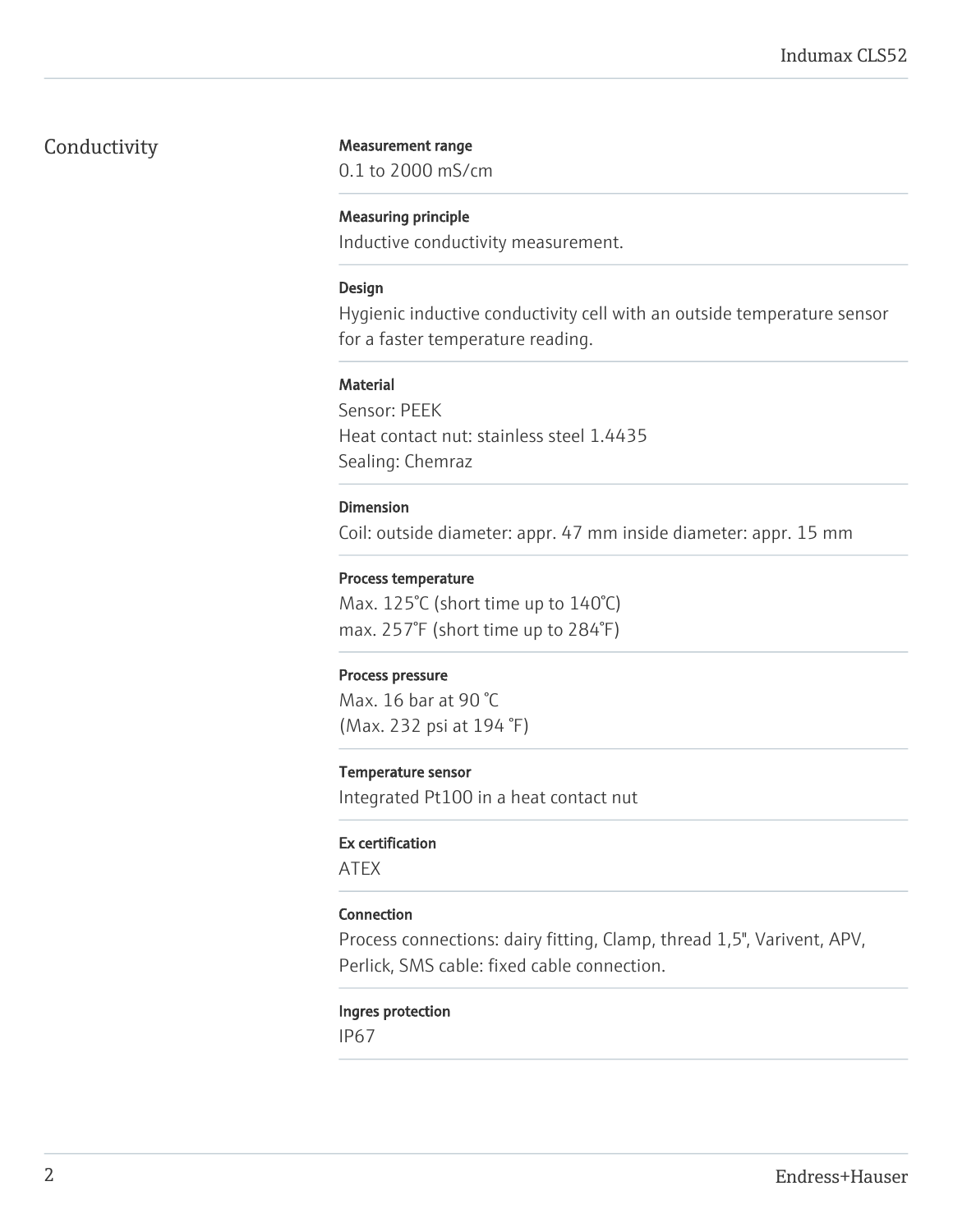## Conductivity

**Measurement range**

0.1 to 2000 mS/cm

**Measuring principle**

Inductive conductivity measurement.

**Design**

Hygienic inductive conductivity cell with an outside temperature sensor for a faster temperature reading.

**Material**

Sensor: PEEK
Heat contact nut: stainless steel 1.4435
Sealing: Chemraz

**Dimension**

Coil: outside diameter: appr. 47 mm inside diameter: appr. 15 mm

**Process temperature**

Max. 125°C (short time up to 140°C)
max. 257°F (short time up to 284°F)

**Process pressure**

Max. 16 bar at 90 °C
(Max. 232 psi at 194 °F)

**Temperature sensor**

Integrated Pt100 in a heat contact nut

**Ex certification**

ATEX

**Connection**

Process connections: dairy fitting, Clamp, thread 1,5", Varivent, APV, Perlick, SMS cable: fixed cable connection.

**Ingres protection**

IP67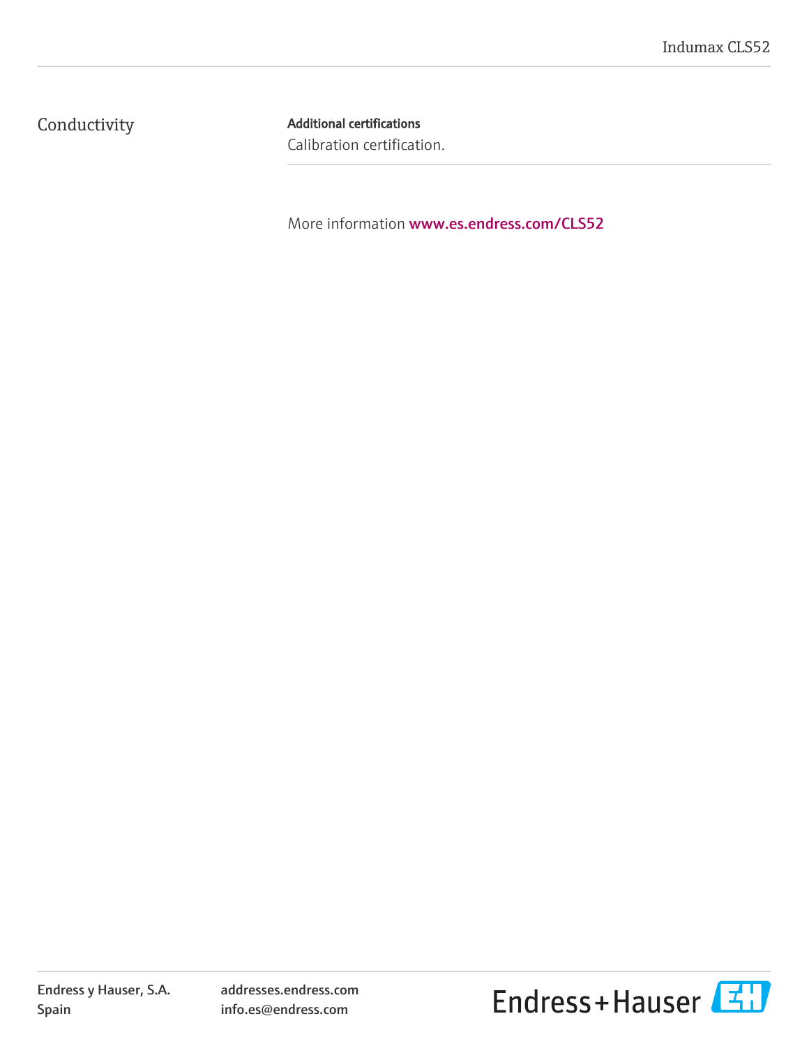## Conductivity

**Additional certifications**

Calibration certification.

More information www.es.endress.com/CLS52

Endress y Hauser, S.A.
Spain

addresses.endress.com
info.es@endress.com